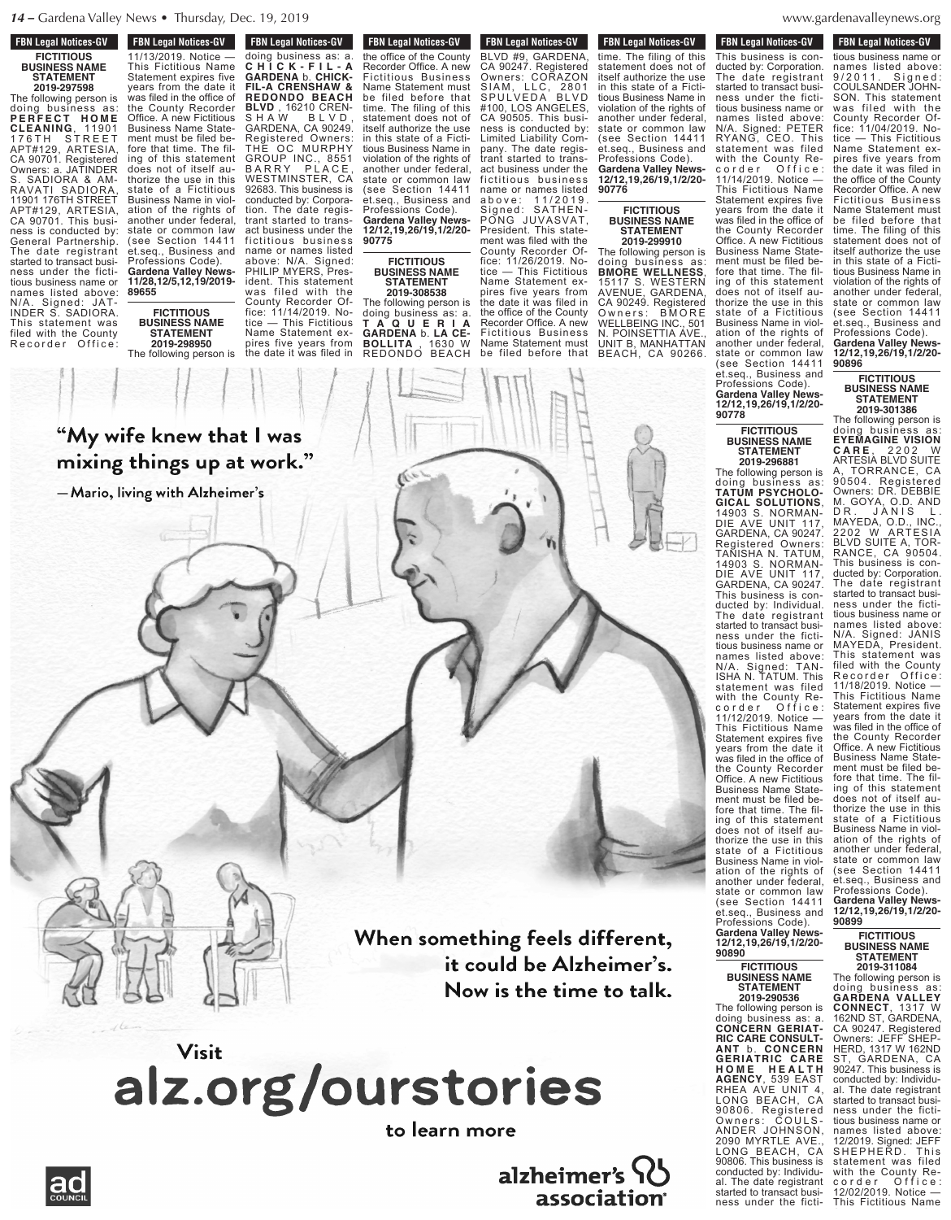FBN Legal Notices-GV

**FICTITIOUS BUSINESS NAME STATEMENT**
**2019-297598**

The following person is doing business as: **PERFECT HOME CLEANING**, 11901 176TH STREET APT#129, ARTESIA, CA 90701. Registered Owners: a. JATINDER S. SADIORA & AMRAVATI SADIORA, 11901 176TH STREET APT#129, ARTESIA, CA 90701. This business is conducted by: General Partnership. The date registrant started to transact business under the fictitious business name or names listed above: N/A. Signed: JATINDER S. SADIORA. This statement was filed with the County Recorder Office: 11/13/2019. Notice — This Fictitious Name Statement expires five years from the date it was filed in the office of the County Recorder Office. A new Fictitious Business Name Statement must be filed before that time. The filing of this statement does not of itself authorize the use in this state of a Fictitious Business Name in violation of the rights of another under federal, state or common law (see Section 14411 et.seq., Business and Professions Code).
**Gardena Valley News-11/28,12/5,12,19/2019-89655**

**FICTITIOUS BUSINESS NAME STATEMENT**
**2019-298950**

The following person is doing business as: a. **CHICK-FIL-A GARDENA** b. **CHICK-FIL-A CRENSHAW & REDONDO BEACH BLVD**, 16210 CRENSHAW BLVD, GARDENA, CA 90249. Registered Owners: THE OC MURPHY GROUP INC., 8551 BARRY PLACE, WESTMINSTER, CA 92683. This business is conducted by: Corporation. The date registrant started to transact business under the fictitious business name or names listed above: N/A. Signed: PHILIP MYERS, President. This statement was filed with the County Recorder Office: 11/14/2019. Notice — This Fictitious Name Statement expires five years from the date it was filed in the office of the County Recorder Office. A new Fictitious Business Name Statement must be filed before that time. The filing of this statement does not of itself authorize the use in this state of a Fictitious Business Name in violation of the rights of another under federal, state or common law (see Section 14411 et.seq., Business and Professions Code).
**Gardena Valley News-12/12,19,26/19,1/2/20-90775**

**FICTITIOUS BUSINESS NAME STATEMENT**
**2019-308538**

The following person is doing business as: a. **TAQUERIA GARDENA** b. **LA CEBOLLITA**, 1630 W REDONDO BEACH BLVD #9, GARDENA, CA 90247. Registered Owners: CORAZON SIAM, LLC, 2801 SPULVEDA BLVD #100, LOS ANGELES, CA 90505. This business is conducted by: Limited Liability Company. The date registrant started to transact business under the fictitious business name or names listed above: 11/2019. Signed: SATHENPONG JUVASVAT, President. This statement was filed with the County Recorder Office: 11/26/2019. Notice — This Fictitious Name Statement expires five years from the date it was filed in the office of the County Recorder Office. A new Fictitious Business Name Statement must be filed before that time. The filing of this statement does not of itself authorize the use in this state of a Fictitious Business Name in violation of the rights of another under federal, state or common law (see Section 14411 et.seq., Business and Professions Code).
**Gardena Valley News-12/12,19,26/19,1/2/20-90776**

**FICTITIOUS BUSINESS NAME STATEMENT**
**2019-299910**

The following person is doing business as: **BMORE WELLNESS**, 15117 S. WESTERN AVENUE, GARDENA, CA 90249. Registered Owners: BMORE WELLBEING INC., 501 N. POINSETTIA AVE., UNIT B, MANHATTAN BEACH, CA 90266. This business is conducted by: Corporation. The date registrant started to transact business under the fictitious business name or names listed above: N/A. Signed: PETER RYANG, CEO. This statement was filed with the County Recorder Office: 11/14/2019. Notice — This Fictitious Name Statement expires five years from the date it was filed in the office of the County Recorder Office. A new Fictitious Business Name Statement must be filed before that time. The filing of this statement does not of itself authorize the use in this state of a Fictitious Business Name in violation of the rights of another under federal, state or common law (see Section 14411 et.seq., Business and Professions Code).
**Gardena Valley News-12/12,19,26/19,1/2/20-90778**

**FICTITIOUS BUSINESS NAME STATEMENT**
**2019-296881**

The following person is doing business as: **TATUM PSYCHOLOGICAL SOLUTIONS**, 14903 S. NORMANDIE AVE UNIT 117, GARDENA, CA 90247. Registered Owners: TANISHA N. TATUM, 14903 S. NORMANDIE AVE UNIT 117, GARDENA, CA 90247. This business is conducted by: Individual. The date registrant started to transact business under the fictitious business name or names listed above: N/A. Signed: TANISHA N. TATUM. This statement was filed with the County Recorder Office: 11/12/2019. Notice — This Fictitious Name Statement expires five years from the date it was filed in the office of the County Recorder Office. A new Fictitious Business Name Statement must be filed before that time. The filing of this statement does not of itself authorize the use in this state of a Fictitious Business Name in violation of the rights of another under federal, state or common law (see Section 14411 et.seq., Business and Professions Code).
**Gardena Valley News-12/12,19,26/19,1/2/20-90890**

**FICTITIOUS BUSINESS NAME STATEMENT**
**2019-290536**

The following person is doing business as: a. **CONCERN GERIATRIC CARE CONSULTANT** b. **CONCERN GERIATRIC CARE HOME HEALTH AGENCY**, 539 EAST RHEA AVE UNIT 4, LONG BEACH, CA 90806. Registered Owners: COULSANDER JOHNSON, 2090 MYRTLE AVE., LONG BEACH, CA 90806. This business is conducted by: Individual. The date registrant started to transact business under the fictitious business name or names listed above: 9/2011. Signed: COULSANDER JOHNSON. This statement was filed with the County Recorder Office: 11/04/2019. Notice — This Fictitious Name Statement expires five years from the date it was filed in the office of the County Recorder Office. A new Fictitious Business Name Statement must be filed before that time. The filing of this statement does not of itself authorize the use in this state of a Fictitious Business Name in violation of the rights of another under federal, state or common law (see Section 14411 et.seq., Business and Professions Code).
**Gardena Valley News-12/12,19,26/19,1/2/20-90896**

**FICTITIOUS BUSINESS NAME STATEMENT**
**2019-301386**

The following person is doing business as: **EYEMAGINE VISION CARE**, 2202 W ARTESIA BLVD SUITE A, TORRANCE, CA 90504. Registered Owners: DR. DEBBIE M. GOYA, O.D. AND DR. JANIS L. MAYEDA, O.D., INC., 2202 W ARTESIA BLVD SUITE A, TORRANCE, CA 90504. This business is conducted by: Corporation. The date registrant started to transact business under the fictitious business name or names listed above: N/A. Signed: JANIS MAYEDA, President. This statement was filed with the County Recorder Office: 11/18/2019. Notice — This Fictitious Name Statement expires five years from the date it was filed in the office of the County Recorder Office. A new Fictitious Business Name Statement must be filed before that time. The filing of this statement does not of itself authorize the use in this state of a Fictitious Business Name in violation of the rights of another under federal, state or common law (see Section 14411 et.seq., Business and Professions Code).
**Gardena Valley News-12/12,19,26/19,1/2/20-90899**

**FICTITIOUS BUSINESS NAME STATEMENT**
**2019-311084**

The following person is doing business as: **GARDENA VALLEY CONNECT**, 1317 W 162ND ST, GARDENA, CA 90247. Registered Owners: JEFF SHEPHERD, 1317 W 162ND ST, GARDENA, CA 90247. This business is conducted by: Individual. The date registrant started to transact business under the fictitious business name or names listed above: 12/2019. Signed: JEFF SHEPHERD. This statement was filed with the County Recorder Office: 12/02/2019. Notice — This Fictitious Name

"My wife knew that I was mixing things up at work."

— Mario, living with Alzheimer's

When something feels different, it could be Alzheimer's. Now is the time to talk.

Visit **alz.org/ourstories** to learn more

alzheimer's association

ad council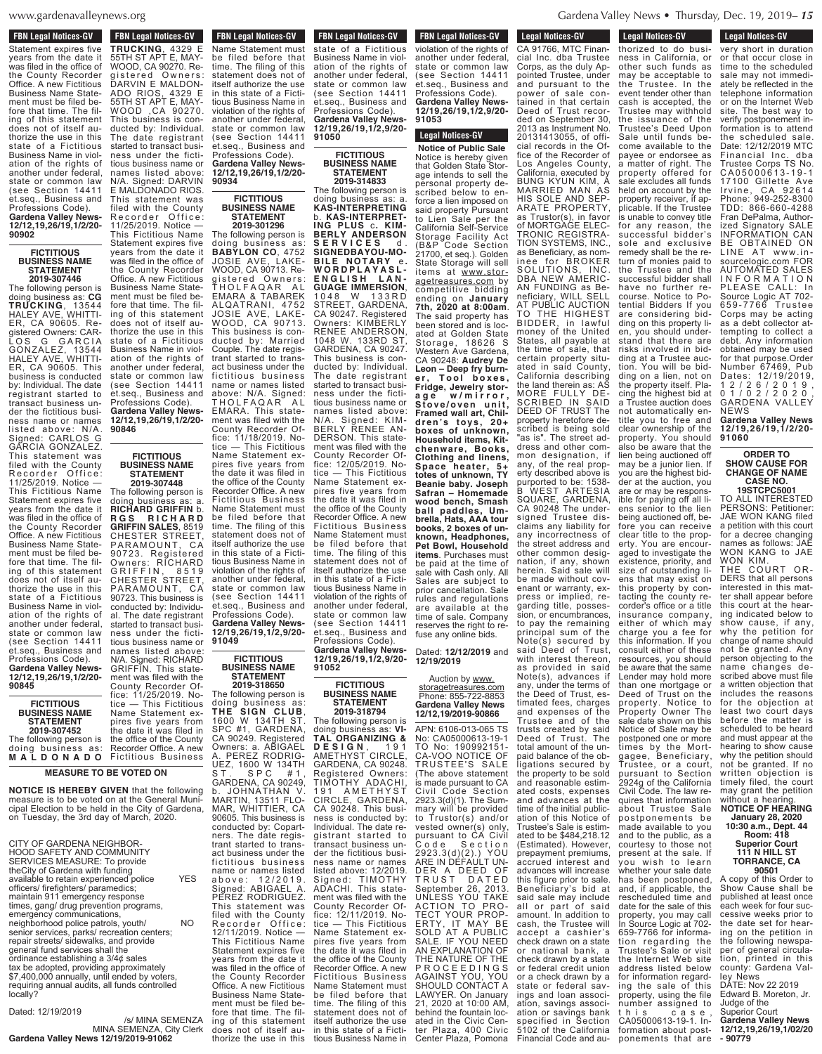## FBN Legal Notices-GV

Statement expires five years from the date it was filed in the office of the County Recorder Office. A new Fictitious Business Name Statement must be filed before that time. The filing of this statement does not of itself authorize the use in this state of a Fictitious Business Name in violation of the rights of another under federal, state or common law (see Section 14411 et.seq., Business and Professions Code).
**Gardena Valley News-12/12,19,26/19,1/2/20-90902**

### FICTITIOUS BUSINESS NAME STATEMENT 2019-307446

The following person is doing business as: **CG TRUCKING**, 13544 HALEY AVE, WHITTIER, CA 90605. Registered Owners: CARLOS G GARCIA GONZALEZ, 13544 HALEY AVE, WHITTIER, CA 90605. This business is conducted by: Individual. The date registrant started to transact business under the fictitious business name or names listed above: N/A. Signed: CARLOS G GARCIA GONZALEZ. This statement was filed with the County Recorder Office: 11/25/2019. Notice — This Fictitious Name Statement expires five years from the date it was filed in the office of the County Recorder Office. A new Fictitious Business Name Statement must be filed before that time. The filing of this statement does not of itself authorize the use in this state of a Fictitious Business Name in violation of the rights of another under federal, state or common law (see Section 14411 et.seq., Business and Professions Code).
**Gardena Valley News-12/12,19,26/19,1/2/20-90845**

### FICTITIOUS BUSINESS NAME STATEMENT 2019-307452

The following person is doing business as: **MALDONADO TRUCKING**, 4329 E 55TH ST APT E, MAYWOOD, CA 90270. Registered Owners: DARVIN E MALDONADO RIOS, 4329 E 55TH ST APT E, MAYWOOD ,CA 90270. This business is conducted by: Individual. The date registrant started to transact business under the fictitious business name or names listed above: N/A. Signed: DARVIN E MALDONADO RIOS. This statement was filed with the County Recorder Office: 11/25/2019. Notice — This Fictitious Name Statement expires five years from the date it was filed in the office of the County Recorder Office. A new Fictitious Business Name Statement must be filed before that time. The filing of this statement does not of itself authorize the use in this state of a Fictitious Business Name in violation of the rights of another under federal, state or common law (see Section 14411 et.seq., Business and Professions Code).
**Gardena Valley News-12/12,19,26/19,1/2/20-90846**

### FICTITIOUS BUSINESS NAME STATEMENT 2019-307448

The following person is doing business as: a. **RICHARD GRIFFIN** b. **RGS RICHARD GRIFFIN SALES**, 8519 CHESTER STREET, PARAMOUNT, CA 90723. Registered Owners: RICHARD GRIFFIN, 8519 CHESTER STREET, PARAMOUNT, CA 90723. This business is conducted by: Individual. The date registrant started to transact business under the fictitious business name or names listed above: N/A. Signed: RICHARD GRIFFIN. This statement was filed with the County Recorder Office: 11/25/2019. Notice — This Fictitious Name Statement expires five years from the date it was filed in the office of the County Recorder Office. A new Fictitious Business Name Statement must be filed before that time. The filing of this statement does not of itself authorize the use in this state of a Fictitious Business Name in violation of the rights of another under federal, state or common law (see Section 14411 et.seq., Business and Professions Code).
**Gardena Valley News-12/12,19,26/19,1/2/20-90934**

### FICTITIOUS BUSINESS NAME STATEMENT 2019-301296

The following person is doing business as: **BABYLON CO**, 4752 JOSIE AVE, LAKEWOOD, CA 90713. Registered Owners: THOLFAQAR AL EMARA & TABAREK ALQATRANI, 4752 JOSIE AVE, LAKEWOOD, CA 90713. This business is conducted by: Married Couple. The date registrant started to transact business under the fictitious business name or names listed above: N/A. Signed: THOLFAQAR AL EMARA. This statement was filed with the County Recorder Office: 11/18/2019. Notice — This Fictitious Name Statement expires five years from the date it was filed in the office of the County Recorder Office. A new Fictitious Business Name Statement must be filed before that time. The filing of this statement does not of itself authorize the use in this state of a Fictitious Business Name in violation of the rights of another under federal, state or common law (see Section 14411 et.seq., Business and Professions Code).
**Gardena Valley News-12/19,26/19,1/2,9/20-91049**

### FICTITIOUS BUSINESS NAME STATEMENT 2019-318650

The following person is doing business as: **THE SIGN CLUB**, 1600 W 134TH ST. SPC #1, GARDENA, CA 90249. Registered Owners: a. ABIGAEL A. PEREZ RODRIGUEZ, 1600 W 134TH ST. SPC #1, GARDENA, CA 90249, b. JOHNATHAN V. MARTIN, 13511 FLOMAR, WHITTIER, CA 90605. This business is conducted by: Copartners. The date registrant started to transact business under the fictitious business name or names listed above: 12/2019. Signed: ABIGAEL A. PEREZ RODRIGUEZ. This statement was filed with the County Recorder Office: 12/11/2019. Notice — This Fictitious Name Statement expires five years from the date it was filed in the office of the County Recorder Office. A new Fictitious Business Name Statement must be filed before that time. The filing of this statement does not of itself authorize the use in this state of a Fictitious Business Name in violation of the rights of another under federal, state or common law (see Section 14411 et.seq., Business and Professions Code).
**Gardena Valley News-12/19,26/19,1/2,9/20-91050**

### FICTITIOUS BUSINESS NAME STATEMENT 2019-314833

The following person is doing business as: a. **KAS-INTERPRETING** b. **KAS-INTERPRETING PLUS** c. **KIMBERLY ANDERSON SERVICES** d. **SIGNEDBAYOU-MOBILE NOTARY** e. **WORDPLAYASL-ENGLISH LANGUAGE IMMERSION**, 1048 W 133RD STREET, GARDENA, CA 90247. Registered Owners: KIMBERLY RENEE ANDERSON, 1048 W. 133RD ST, GARDENA, CA 90247. This business is conducted by: Individual. The date registrant started to transact business under the fictitious business name or names listed above: N/A. Signed: KIMBERLY RENEE ANDERSON. This statement was filed with the County Recorder Office: 12/05/2019. Notice — This Fictitious Name Statement expires five years from the date it was filed in the office of the County Recorder Office. A new Fictitious Business Name Statement must be filed before that time. The filing of this statement does not of itself authorize the use in this state of a Fictitious Business Name in violation of the rights of another under federal, state or common law (see Section 14411 et.seq., Business and Professions Code).
**Gardena Valley News-12/19,26/19,1/2,9/20-91052**

### FICTITIOUS BUSINESS NAME STATEMENT 2019-318794

The following person is doing business as: **VITAL ORGANIZING & DESIGN**, 191 AMETHYST CIRCLE, GARDENA, CA 90248. Registered Owners: TIMOTHY ADACHI, 191 AMETHYST CIRCLE, GARDENA, CA 90248. This business is conducted by: Individual. The date registrant started to transact business under the fictitious business name or names listed above: 12/2019. Signed: TIMOTHY ADACHI. This statement was filed with the County Recorder Office: 12/11/2019. Notice — This Fictitious Name Statement expires five years from the date it was filed in the office of the County Recorder Office. A new Fictitious Business Name Statement must be filed before that time. The filing of this statement does not of itself authorize the use in this state of a Fictitious Business Name in violation of the rights of another under federal, state or common law (see Section 14411 et.seq., Business and Professions Code).
**Gardena Valley News-12/19,26/19,1/2,9/20-91053**

## MEASURE TO BE VOTED ON

**NOTICE IS HEREBY GIVEN** that the following measure is to be voted on at the General Municipal Election to be held in the City of Gardena, on Tuesday, the 3rd day of March, 2020.

| | |
|---|---|
| CITY OF GARDENA NEIGHBORHOOD SAFETY AND COMMUNITY SERVICES MEASURE: To provide theCity of Gardena with funding available to retain experienced police officers/ firefighters/ paramedics; maintain 911 emergency response times, gang/ drug prevention programs, emergency communications, neighborhood police patrols, youth/ senior services, parks/ recreation centers; repair streets/ sidewalks, and provide general fund services shall the ordinance establishing a 3/4¢ sales tax be adopted, providing approximately $7,400,000 annually, until ended by voters, requiring annual audits, all funds controlled locally? | YES<br>NO |

Dated: 12/19/2019

/s/ MINA SEMENZA
MINA SEMENZA, City Clerk

**Gardena Valley News 12/19/2019-91062**

## Legal Notices-GV

**Notice of Public Sale** Notice is hereby given that Golden State Storage intends to sell the personal property described below to enforce a lien imposed on said property Pursuant to Lien Sale per the California Self-Service Storage Facility Act (B&P Code Section 21700, et seq.). Golden State Storage will sell items at www.storagetreasures.com by competitive bidding ending on **January 7th, 2020 at 8:00am**. The said property has been stored and is located at Golden State Storage, 18626 S Western Ave Gardena, CA 90248: **Audrey De Leon – Deep fry burner, Tool boxes, Fridge, Jewelry storage w/mirror, Stove/oven unit, Framed wall art, Children's toys, 20+ boxes of unknown, Household items, Kitchenware, Books, Clothing and linens, Space heater, 5+ totes of unknown, TY Beanie baby. Joseph Safran – Homemade wood bench, Smash ball paddles, Umbrella, Hats, AAA tour books, 2 boxes of unknown, Headphones, Pet Bowl, Household items**. Purchases must be paid at the time of sale with Cash only. All Sales are subject to prior cancellation. Sale rules and regulations are available at the time of sale. Company reserves the right to refuse any online bids.

Dated: **12/12/2019** and **12/19/2019**

Auction by www.storagetreasures.com
Phone: 855-722-8853
**Gardena Valley News 12/12,19/2019-90866**

APN: 6106-013-065 TS No: CA05000613-19-1 TO No: 190992151-CA-VOO NOTICE OF TRUSTEE'S SALE (The above statement is made pursuant to CA Civil Code Section 2923.3(d)(1). The Summary will be provided to Trustor(s) and/or vested owner(s) only, pursuant to CA Civil Code Section 2923.3(d)(2).) YOU ARE IN DEFAULT UNDER A DEED OF TRUST DATED September 26, 2013. UNLESS YOU TAKE ACTION TO PROTECT YOUR PROPERTY, IT MAY BE SOLD AT A PUBLIC SALE. IF YOU NEED AN EXPLANATION OF THE NATURE OF THE PROCEEDINGS AGAINST YOU, YOU SHOULD CONTACT A LAWYER. On January 21, 2020 at 10:00 AM, behind the fountain located in the Civic Center Plaza, 400 Civic Center Plaza, Pomona CA 91766, MTC Financial Inc. dba Trustee Corps, as the duly Appointed Trustee, under and pursuant to the power of sale contained in that certain Deed of Trust recorded on September 30, 2013 as Instrument No. 20131413055, of official records in the Office of the Recorder of Los Angeles County, California, executed by BUNG KYUN KIM, A MARRIED MAN AS HIS SOLE AND SEPARATE PROPERTY, as Trustor(s), in favor of MORTGAGE ELECTRONIC REGISTRATION SYSTEMS, INC., as Beneficiary, as nominee for BROKER SOLUTIONS, INC. DBA NEW AMERICAN FUNDING as Beneficiary, WILL SELL AT PUBLIC AUCTION TO THE HIGHEST BIDDER, in lawful money of the United States, all payable at the time of sale, that certain property situated in said County, California describing the land therein as: AS MORE FULLY DESCRIBED IN SAID DEED OF TRUST The property heretofore described is being sold "as is". The street address and other common designation, if any, of the real property described above is purported to be: 1538-B WEST ARTESIA SQUARE, GARDENA, CA 90248 The undersigned Trustee disclaims any liability for any incorrectness of the street address and other common designation, if any, shown herein. Said sale will be made without covenant or warranty, express or implied, regarding title, possession, or encumbrances, to pay the remaining principal sum of the Note(s) secured by said Deed of Trust, with interest thereon, as provided in said Note(s), advances if any, under the terms of the Deed of Trust, estimated fees, charges and expenses of the Trustee and of the trusts created by said Deed of Trust. The total amount of the unpaid balance of the obligations secured by the property to be sold and reasonable estimated costs, expenses and advances at the time of the initial publication of this Notice of Trustee's Sale is estimated to be $484,218.12 (Estimated). However, prepayment premiums, accrued interest and advances will increase this figure prior to sale. Beneficiary's bid at said sale may include all or part of said amount. In addition to cash, the Trustee will accept a cashier's check drawn on a state or national bank, a check drawn by a state or federal credit union or a check drawn by a state or federal savings and loan association, savings association or savings bank specified in Section 5102 of the California Financial Code and authorized to do business in California, or other such funds as may be acceptable to the Trustee. In the event tender other than cash is accepted, the Trustee may withhold the issuance of the Trustee's Deed Upon Sale until funds become available to the payee or endorse as a matter of right. The property offered for sale excludes all funds held on account by the property receiver, if applicable. If the Trustee is unable to convey title for any reason, the successful bidder's sole and exclusive remedy shall be the return of monies paid to the Trustee and the successful bidder shall have no further recourse. Notice to Potential Bidders If you are considering bidding on this property lien, you should understand that there are risks involved in bidding at a Trustee auction. You will be bidding on a lien, not on the property itself. Placing the highest bid at a Trustee auction does not automatically entitle you to free and clear ownership of the property. You should also be aware that the lien being auctioned off may be a junior lien. If you are the highest bidder at the auction, you are or may be responsible for paying off all liens senior to the lien being auctioned off, before you can receive clear title to the property. You are encouraged to investigate the existence, priority, and size of outstanding liens that may exist on this property by contacting the county recorder's office or a title insurance company, either of which may charge you a fee for this information. If you consult either of these resources, you should be aware that the same Lender may hold more than one mortgage or Deed of Trust on the property. Notice to Property Owner The sale date shown on this Notice of Sale may be postponed one or more times by the Mortgagee, Beneficiary, Trustee, or a court, pursuant to Section 2924g of the California Civil Code. The law requires that information about Trustee Sale postponements be made available to you and to the public, as a courtesy to those not present at the sale. If you wish to learn whether your sale date has been postponed, and, if applicable, the rescheduled time and date for the sale of this property, you may call In Source Logic at 702-659-7766 for information regarding the Trustee's Sale or visit the Internet Web site address listed below for information regarding the sale of this property, using the file number assigned to this case, CA05000613-19-1. Information about postponements that are very short in duration or that occur close in time to the scheduled sale may not immediately be reflected in the telephone information or on the Internet Web site. The best way to verify postponement information is to attend the scheduled sale. Date: 12/12/2019 MTC Financial Inc. dba Trustee Corps TS No. CA05000613-19-1 17100 Gillette Ave Irvine, CA 92614 Phone: 949-252-8300 TDD: 866-660-4288 Fran DePalma, Authorized Signatory SALE INFORMATION CAN BE OBTAINED ON LINE AT www.insourcelogic.com FOR AUTOMATED SALES INFORMATION PLEASE CALL: In Source Logic AT 702-659-7766 Trustee Corps may be acting as a debt collector attempting to collect a debt. Any information obtained may be used for that purpose.Order Number 67469, Pub Dates: 12/19/2019, 12/26/2019, 01/02/2020, GARDENA VALLEY NEWS
**Gardena Valley News 12/19,26/19,1/2/20-91060**

### ORDER TO SHOW CAUSE FOR CHANGE OF NAME CASE NO. 19STCPC5001

TO ALL INTERESTED PERSONS: Petitioner: JAE WON KANG filed a petition with this court for a decree changing names as follows: JAE WON KANG to JAE WON KIM.

THE COURT ORDERS that all persons interested in this matter shall appear before this court at the hearing indicated below to show cause, if any, why the petition for change of name should not be granted. Any person objecting to the name changes described above must file a written objection that includes the reasons for the objection at least two court days before the matter is scheduled to be heard and must appear at the hearing to show cause why the petition should not be granted. If no written objection is timely filed, the court may grant the petition without a hearing.

**NOTICE OF HEARING**
**January 28, 2020**
**10:30 a.m., Dept. 44**
**Room: 418**
**Superior Court**
**111 N HILL ST**
**TORRANCE, CA 90501**

A copy of this Order to Show Cause shall be published at least once each week for four successive weeks prior to the date set for hearing on the petition in the following newspaper of general circulation, printed in this county: Gardena Valley News
DATE: Nov 22 2019
Edward B. Moreton, Jr.
Judge of the Superior Court
**Gardena Valley News 12/12,19,26/19,1/02/20 - 90779**